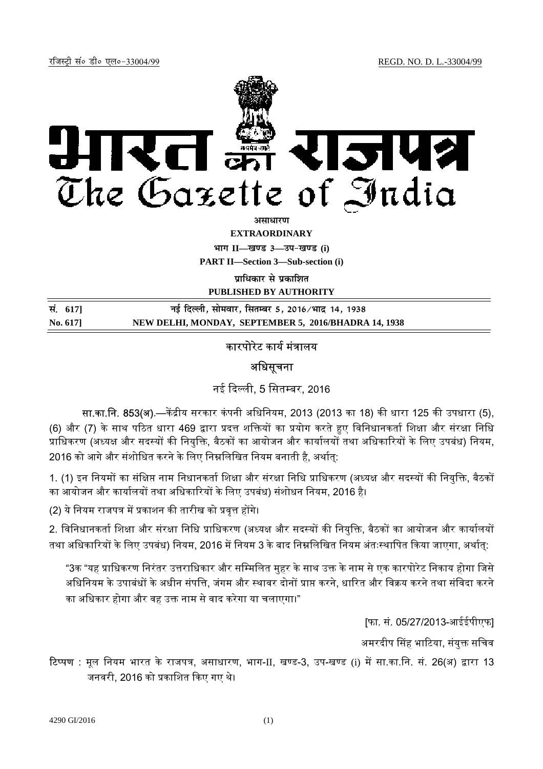रजिस्ट्री सं० डी० एल०-33004/99 REGD. NO. D. L.-33004/99

# भारत का राजपत्र
# The Gazette of India

**असाधारण**

**EXTRAORDINARY**

**भाग II—खण्ड 3—उप-खण्ड (i)**

**PART II—Section 3—Sub-section (i)**

**प्राधिकार से प्रकाशित**

**PUBLISHED BY AUTHORITY**

**सं. 617] नई दिल्ली, सोमवार, सितम्बर 5, 2016/भाद्र 14, 1938**

**No. 617] NEW DELHI, MONDAY, SEPTEMBER 5, 2016/BHADRA 14, 1938**

## कारपोरेट कार्य मंत्रालय

## अधिसूचना

नई दिल्ली, 5 सितम्बर, 2016

**सा.का.नि. 853(अ).**—केंद्रीय सरकार कंपनी अधिनियम, 2013 (2013 का 18) की धारा 125 की उपधारा (5), (6) और (7) के साथ पठित धारा 469 द्वारा प्रदत्त शक्तियों का प्रयोग करते हुए विनिधानकर्ता शिक्षा और संरक्षा निधि प्राधिकरण (अध्यक्ष और सदस्यों की नियुक्ति, बैठकों का आयोजन और कार्यालयों तथा अधिकारियों के लिए उपबंध) नियम, 2016 को आगे और संशोधित करने के लिए निम्नलिखित नियम बनाती है, अर्थात्:

1. (1) इन नियमों का संक्षिप्त नाम निधानकर्ता शिक्षा और संरक्षा निधि प्राधिकरण (अध्यक्ष और सदस्यों की नियुक्ति, बैठकों का आयोजन और कार्यालयों तथा अधिकारियों के लिए उपबंध) संशोधन नियम, 2016 है।

(2) ये नियम राजपत्र में प्रकाशन की तारीख को प्रवृत्त होंगे।

2. विनिधानकर्ता शिक्षा और संरक्षा निधि प्राधिकरण (अध्यक्ष और सदस्यों की नियुक्ति, बैठकों का आयोजन और कार्यालयों तथा अधिकारियों के लिए उपबंध) नियम, 2016 में नियम 3 के बाद निम्नलिखित नियम अंतःस्थापित किया जाएगा, अर्थात्:

"3क "यह प्राधिकरण निरंतर उत्तराधिकार और सम्मिलित मुहर के साथ उक्त के नाम से एक कारपोरेट निकाय होगा जिसे अधिनियम के उपाबंधों के अधीन संपत्ति, जंगम और स्थावर दोनों प्राप्त करने, धारित और विक्रय करने तथा संविदा करने का अधिकार होगा और वह उक्त नाम से वाद करेगा या चलाएगा।"

[फा. सं. 05/27/2013-आईईपीएफ]

अमरदीप सिंह भाटिया, संयुक्त सचिव

टिप्पण : मूल नियम भारत के राजपत्र, असाधारण, भाग-II, खण्ड-3, उप-खण्ड (i) में सा.का.नि. सं. 26(अ) द्वारा 13 जनवरी, 2016 को प्रकाशित किए गए थे।

4290 GI/2016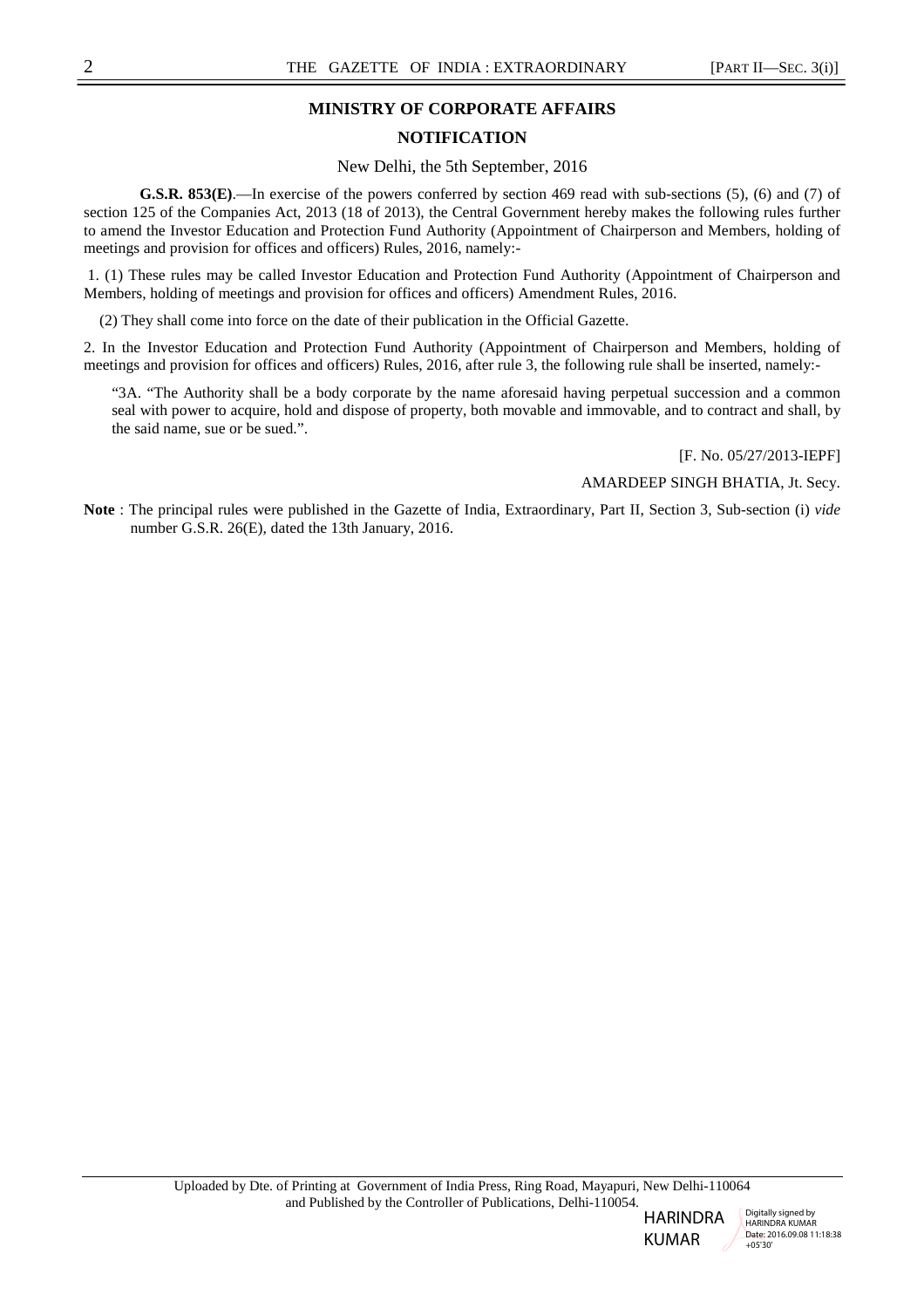## MINISTRY OF CORPORATE AFFAIRS

## NOTIFICATION

New Delhi, the 5th September, 2016

**G.S.R. 853(E)**.—In exercise of the powers conferred by section 469 read with sub-sections (5), (6) and (7) of section 125 of the Companies Act, 2013 (18 of 2013), the Central Government hereby makes the following rules further to amend the Investor Education and Protection Fund Authority (Appointment of Chairperson and Members, holding of meetings and provision for offices and officers) Rules, 2016, namely:-

1. (1) These rules may be called Investor Education and Protection Fund Authority (Appointment of Chairperson and Members, holding of meetings and provision for offices and officers) Amendment Rules, 2016.

(2) They shall come into force on the date of their publication in the Official Gazette.

2. In the Investor Education and Protection Fund Authority (Appointment of Chairperson and Members, holding of meetings and provision for offices and officers) Rules, 2016, after rule 3, the following rule shall be inserted, namely:-

"3A. "The Authority shall be a body corporate by the name aforesaid having perpetual succession and a common seal with power to acquire, hold and dispose of property, both movable and immovable, and to contract and shall, by the said name, sue or be sued.".

[F. No. 05/27/2013-IEPF]

AMARDEEP SINGH BHATIA, Jt. Secy.

**Note** : The principal rules were published in the Gazette of India, Extraordinary, Part II, Section 3, Sub-section (i) *vide* number G.S.R. 26(E), dated the 13th January, 2016.

Uploaded by Dte. of Printing at Government of India Press, Ring Road, Mayapuri, New Delhi-110064 and Published by the Controller of Publications, Delhi-110054.

HARINDRA KUMAR

Digitally signed by HARINDRA KUMAR
Date: 2016.09.08 11:18:38 +05'30'